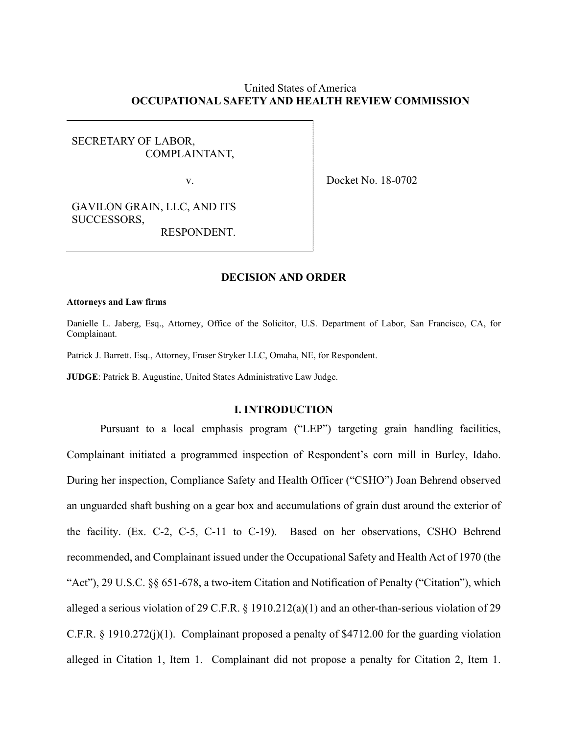United States of America
**OCCUPATIONAL SAFETY AND HEALTH REVIEW COMMISSION**

| | |
|---|---|
| SECRETARY OF LABOR,<br>COMPLAINANT,<br><br>v.<br><br>GAVILON GRAIN, LLC, AND ITS SUCCESSORS,<br>RESPONDENT. | Docket No. 18-0702 |

## DECISION AND ORDER

**Attorneys and Law firms**

Danielle L. Jaberg, Esq., Attorney, Office of the Solicitor, U.S. Department of Labor, San Francisco, CA, for Complainant.

Patrick J. Barrett. Esq., Attorney, Fraser Stryker LLC, Omaha, NE, for Respondent.

**JUDGE**: Patrick B. Augustine, United States Administrative Law Judge.

## I. INTRODUCTION

Pursuant to a local emphasis program ("LEP") targeting grain handling facilities, Complainant initiated a programmed inspection of Respondent's corn mill in Burley, Idaho. During her inspection, Compliance Safety and Health Officer ("CSHO") Joan Behrend observed an unguarded shaft bushing on a gear box and accumulations of grain dust around the exterior of the facility. (Ex. C-2, C-5, C-11 to C-19). Based on her observations, CSHO Behrend recommended, and Complainant issued under the Occupational Safety and Health Act of 1970 (the "Act"), 29 U.S.C. §§ 651-678, a two-item Citation and Notification of Penalty ("Citation"), which alleged a serious violation of 29 C.F.R. § 1910.212(a)(1) and an other-than-serious violation of 29 C.F.R. § 1910.272(j)(1). Complainant proposed a penalty of $4712.00 for the guarding violation alleged in Citation 1, Item 1. Complainant did not propose a penalty for Citation 2, Item 1.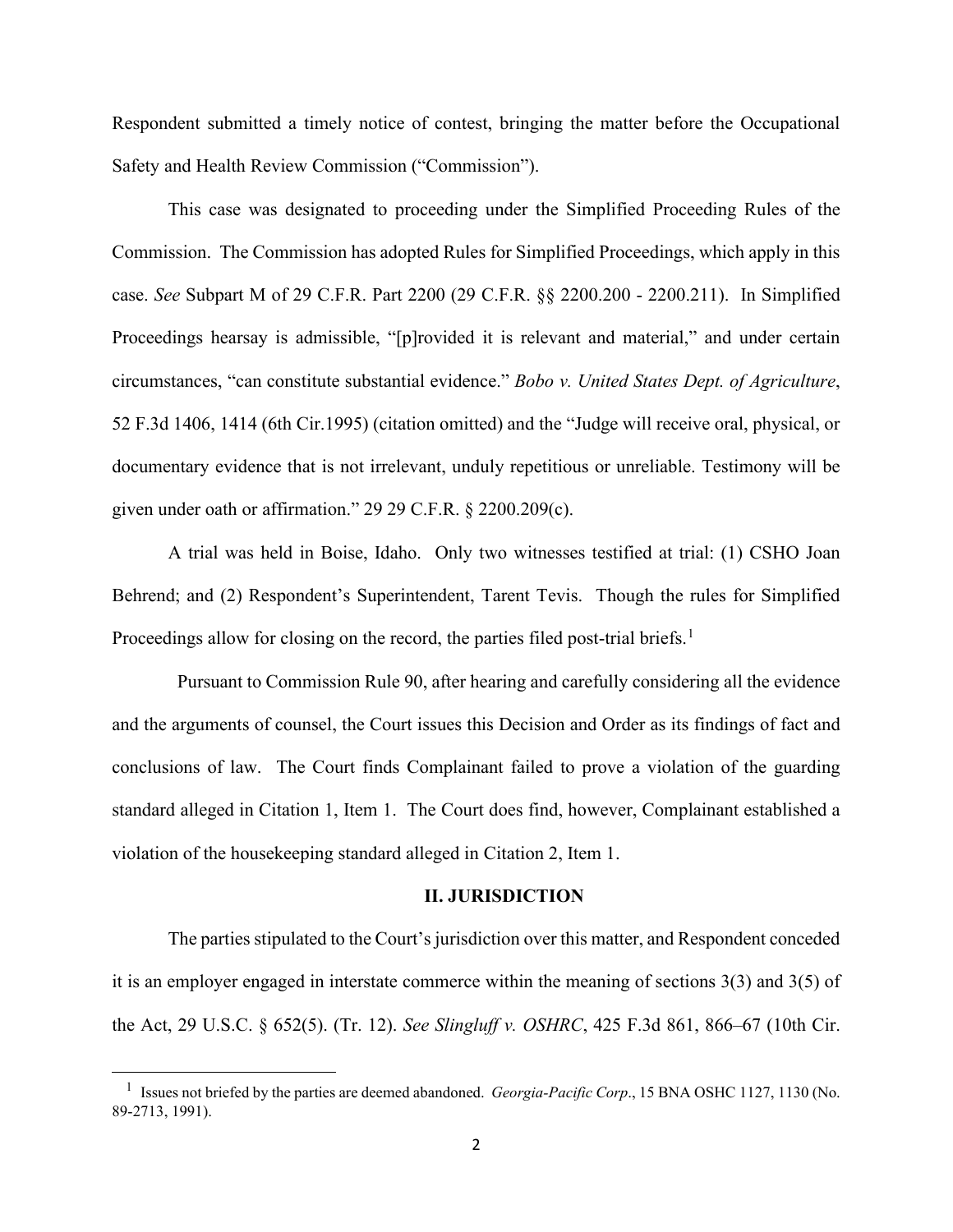Respondent submitted a timely notice of contest, bringing the matter before the Occupational Safety and Health Review Commission ("Commission").

This case was designated to proceeding under the Simplified Proceeding Rules of the Commission. The Commission has adopted Rules for Simplified Proceedings, which apply in this case. *See* Subpart M of 29 C.F.R. Part 2200 (29 C.F.R. §§ 2200.200 - 2200.211). In Simplified Proceedings hearsay is admissible, "[p]rovided it is relevant and material," and under certain circumstances, "can constitute substantial evidence." *Bobo v. United States Dept. of Agriculture*, 52 F.3d 1406, 1414 (6th Cir.1995) (citation omitted) and the "Judge will receive oral, physical, or documentary evidence that is not irrelevant, unduly repetitious or unreliable. Testimony will be given under oath or affirmation." 29 29 C.F.R. § 2200.209(c).

A trial was held in Boise, Idaho. Only two witnesses testified at trial: (1) CSHO Joan Behrend; and (2) Respondent's Superintendent, Tarent Tevis. Though the rules for Simplified Proceedings allow for closing on the record, the parties filed post-trial briefs.[1]

Pursuant to Commission Rule 90, after hearing and carefully considering all the evidence and the arguments of counsel, the Court issues this Decision and Order as its findings of fact and conclusions of law. The Court finds Complainant failed to prove a violation of the guarding standard alleged in Citation 1, Item 1. The Court does find, however, Complainant established a violation of the housekeeping standard alleged in Citation 2, Item 1.

## II. JURISDICTION

The parties stipulated to the Court's jurisdiction over this matter, and Respondent conceded it is an employer engaged in interstate commerce within the meaning of sections 3(3) and 3(5) of the Act, 29 U.S.C. § 652(5). (Tr. 12). *See Slingluff v. OSHRC*, 425 F.3d 861, 866–67 (10th Cir.

[1] Issues not briefed by the parties are deemed abandoned. *Georgia-Pacific Corp*., 15 BNA OSHC 1127, 1130 (No. 89-2713, 1991).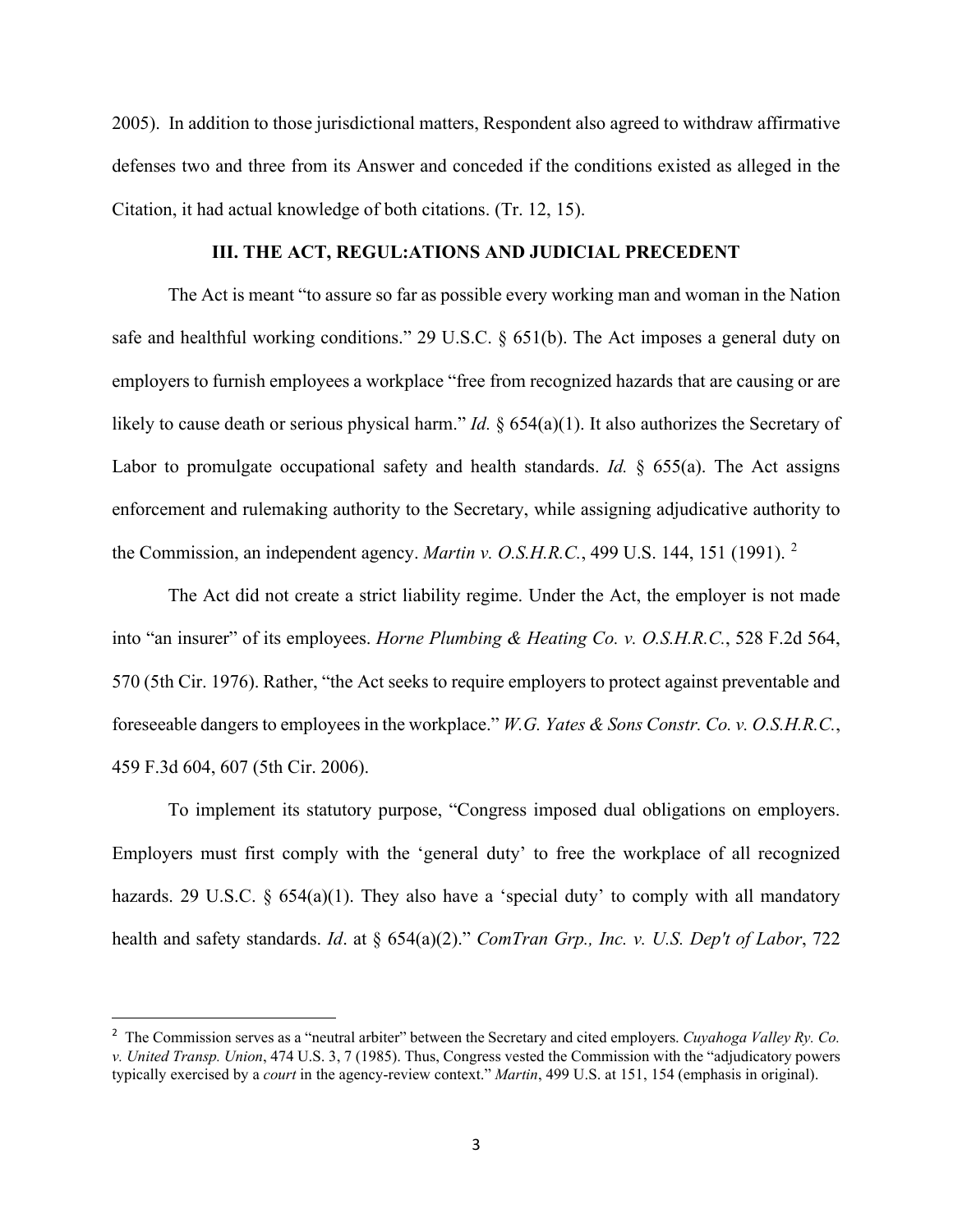2005). In addition to those jurisdictional matters, Respondent also agreed to withdraw affirmative defenses two and three from its Answer and conceded if the conditions existed as alleged in the Citation, it had actual knowledge of both citations. (Tr. 12, 15).

## III. THE ACT, REGUL:ATIONS AND JUDICIAL PRECEDENT

The Act is meant "to assure so far as possible every working man and woman in the Nation safe and healthful working conditions." 29 U.S.C. § 651(b). The Act imposes a general duty on employers to furnish employees a workplace "free from recognized hazards that are causing or are likely to cause death or serious physical harm." *Id.* § 654(a)(1). It also authorizes the Secretary of Labor to promulgate occupational safety and health standards. *Id.* § 655(a). The Act assigns enforcement and rulemaking authority to the Secretary, while assigning adjudicative authority to the Commission, an independent agency. *Martin v. O.S.H.R.C.*, 499 U.S. 144, 151 (1991).[2]

The Act did not create a strict liability regime. Under the Act, the employer is not made into "an insurer" of its employees. *Horne Plumbing & Heating Co. v. O.S.H.R.C.*, 528 F.2d 564, 570 (5th Cir. 1976). Rather, "the Act seeks to require employers to protect against preventable and foreseeable dangers to employees in the workplace." *W.G. Yates & Sons Constr. Co. v. O.S.H.R.C.*, 459 F.3d 604, 607 (5th Cir. 2006).

To implement its statutory purpose, "Congress imposed dual obligations on employers. Employers must first comply with the 'general duty' to free the workplace of all recognized hazards. 29 U.S.C. § 654(a)(1). They also have a 'special duty' to comply with all mandatory health and safety standards. *Id*. at § 654(a)(2)." *ComTran Grp., Inc. v. U.S. Dep't of Labor*, 722

---

[2] The Commission serves as a "neutral arbiter" between the Secretary and cited employers. *Cuyahoga Valley Ry. Co. v. United Transp. Union*, 474 U.S. 3, 7 (1985). Thus, Congress vested the Commission with the "adjudicatory powers typically exercised by a *court* in the agency-review context." *Martin*, 499 U.S. at 151, 154 (emphasis in original).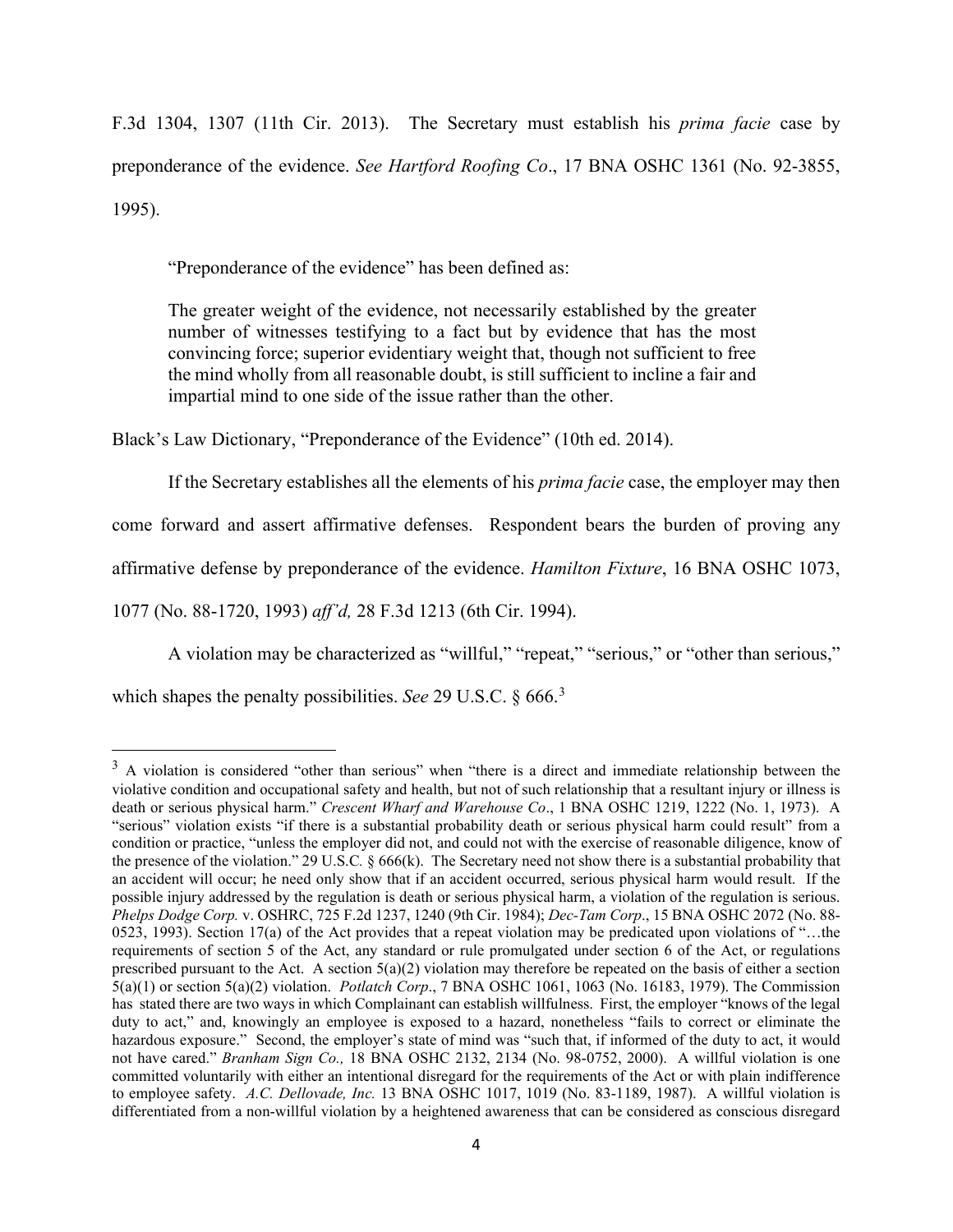F.3d 1304, 1307 (11th Cir. 2013). The Secretary must establish his *prima facie* case by preponderance of the evidence. *See Hartford Roofing Co*., 17 BNA OSHC 1361 (No. 92-3855, 1995).

"Preponderance of the evidence" has been defined as:

> The greater weight of the evidence, not necessarily established by the greater number of witnesses testifying to a fact but by evidence that has the most convincing force; superior evidentiary weight that, though not sufficient to free the mind wholly from all reasonable doubt, is still sufficient to incline a fair and impartial mind to one side of the issue rather than the other.

Black's Law Dictionary, "Preponderance of the Evidence" (10th ed. 2014).

If the Secretary establishes all the elements of his *prima facie* case, the employer may then come forward and assert affirmative defenses. Respondent bears the burden of proving any affirmative defense by preponderance of the evidence. *Hamilton Fixture*, 16 BNA OSHC 1073, 1077 (No. 88-1720, 1993) *aff'd,* 28 F.3d 1213 (6th Cir. 1994).

A violation may be characterized as "willful," "repeat," "serious," or "other than serious," which shapes the penalty possibilities. *See* 29 U.S.C. § 666.[3]

---

[3] A violation is considered "other than serious" when "there is a direct and immediate relationship between the violative condition and occupational safety and health, but not of such relationship that a resultant injury or illness is death or serious physical harm." *Crescent Wharf and Warehouse Co*., 1 BNA OSHC 1219, 1222 (No. 1, 1973). A "serious" violation exists "if there is a substantial probability death or serious physical harm could result" from a condition or practice, "unless the employer did not, and could not with the exercise of reasonable diligence, know of the presence of the violation." 29 U.S.C. § 666(k). The Secretary need not show there is a substantial probability that an accident will occur; he need only show that if an accident occurred, serious physical harm would result. If the possible injury addressed by the regulation is death or serious physical harm, a violation of the regulation is serious. *Phelps Dodge Corp.* v. OSHRC, 725 F.2d 1237, 1240 (9th Cir. 1984); *Dec-Tam Corp*., 15 BNA OSHC 2072 (No. 88-0523, 1993). Section 17(a) of the Act provides that a repeat violation may be predicated upon violations of "…the requirements of section 5 of the Act, any standard or rule promulgated under section 6 of the Act, or regulations prescribed pursuant to the Act. A section 5(a)(2) violation may therefore be repeated on the basis of either a section 5(a)(1) or section 5(a)(2) violation. *Potlatch Corp*., 7 BNA OSHC 1061, 1063 (No. 16183, 1979). The Commission has stated there are two ways in which Complainant can establish willfulness. First, the employer "knows of the legal duty to act," and, knowingly an employee is exposed to a hazard, nonetheless "fails to correct or eliminate the hazardous exposure." Second, the employer's state of mind was "such that, if informed of the duty to act, it would not have cared." *Branham Sign Co.,* 18 BNA OSHC 2132, 2134 (No. 98-0752, 2000). A willful violation is one committed voluntarily with either an intentional disregard for the requirements of the Act or with plain indifference to employee safety. *A.C. Dellovade, Inc.* 13 BNA OSHC 1017, 1019 (No. 83-1189, 1987). A willful violation is differentiated from a non-willful violation by a heightened awareness that can be considered as conscious disregard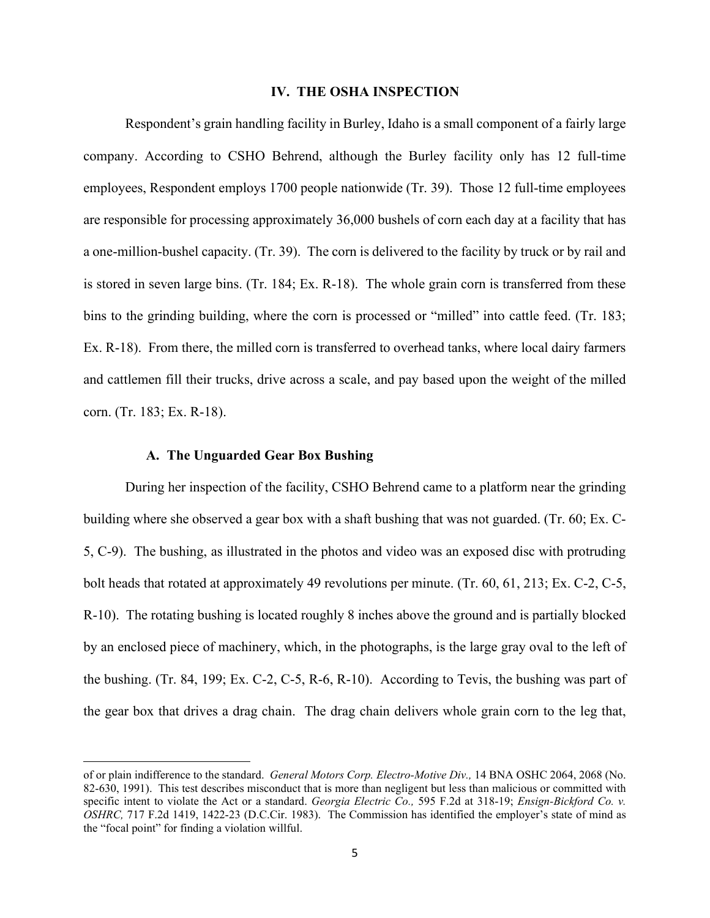## IV. THE OSHA INSPECTION

Respondent's grain handling facility in Burley, Idaho is a small component of a fairly large company. According to CSHO Behrend, although the Burley facility only has 12 full-time employees, Respondent employs 1700 people nationwide (Tr. 39). Those 12 full-time employees are responsible for processing approximately 36,000 bushels of corn each day at a facility that has a one-million-bushel capacity. (Tr. 39). The corn is delivered to the facility by truck or by rail and is stored in seven large bins. (Tr. 184; Ex. R-18). The whole grain corn is transferred from these bins to the grinding building, where the corn is processed or "milled" into cattle feed. (Tr. 183; Ex. R-18). From there, the milled corn is transferred to overhead tanks, where local dairy farmers and cattlemen fill their trucks, drive across a scale, and pay based upon the weight of the milled corn. (Tr. 183; Ex. R-18).

### A. The Unguarded Gear Box Bushing

During her inspection of the facility, CSHO Behrend came to a platform near the grinding building where she observed a gear box with a shaft bushing that was not guarded. (Tr. 60; Ex. C-5, C-9). The bushing, as illustrated in the photos and video was an exposed disc with protruding bolt heads that rotated at approximately 49 revolutions per minute. (Tr. 60, 61, 213; Ex. C-2, C-5, R-10). The rotating bushing is located roughly 8 inches above the ground and is partially blocked by an enclosed piece of machinery, which, in the photographs, is the large gray oval to the left of the bushing. (Tr. 84, 199; Ex. C-2, C-5, R-6, R-10). According to Tevis, the bushing was part of the gear box that drives a drag chain. The drag chain delivers whole grain corn to the leg that,

---

of or plain indifference to the standard. *General Motors Corp. Electro-Motive Div.,* 14 BNA OSHC 2064, 2068 (No. 82-630, 1991). This test describes misconduct that is more than negligent but less than malicious or committed with specific intent to violate the Act or a standard. *Georgia Electric Co.,* 595 F.2d at 318-19; *Ensign-Bickford Co. v. OSHRC,* 717 F.2d 1419, 1422-23 (D.C.Cir. 1983). The Commission has identified the employer's state of mind as the "focal point" for finding a violation willful.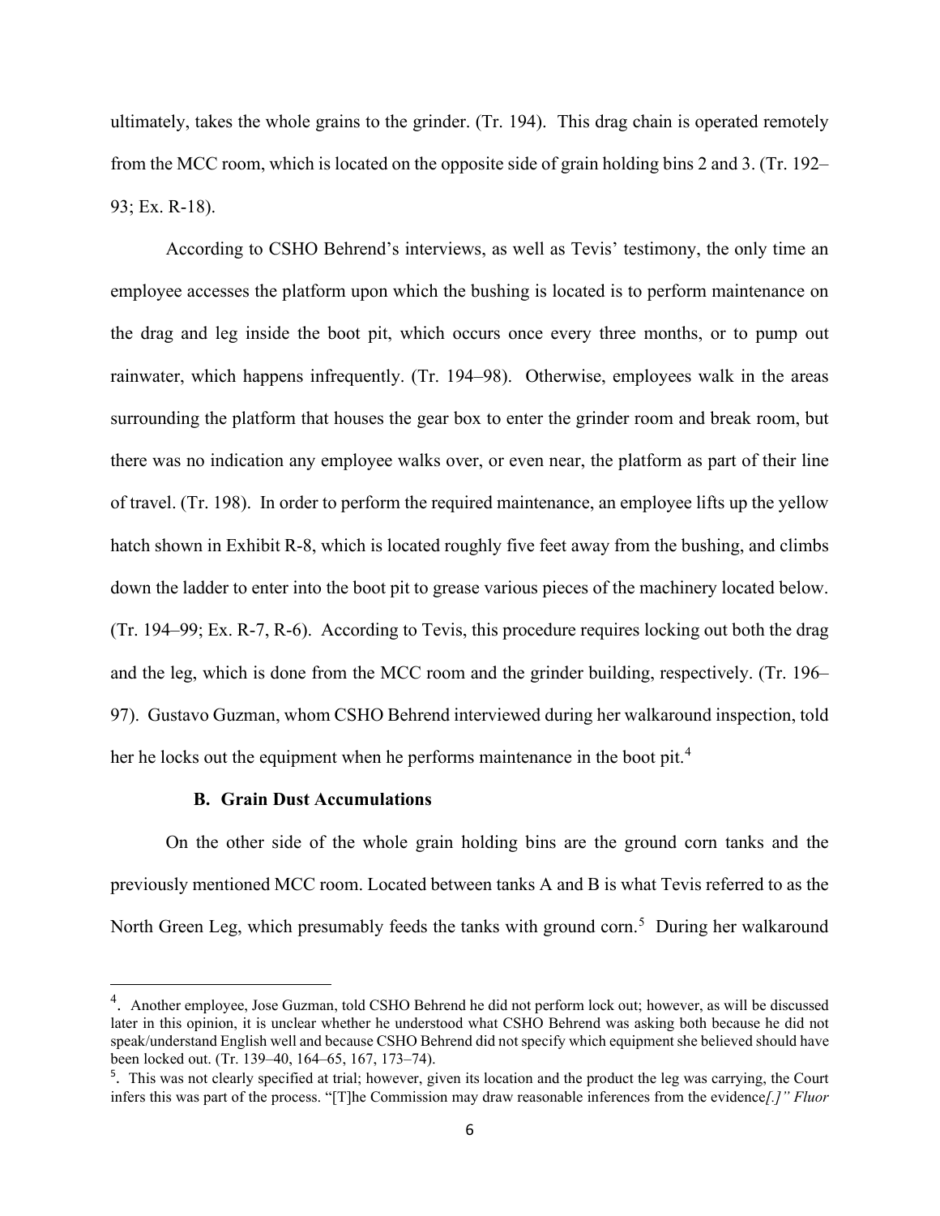ultimately, takes the whole grains to the grinder. (Tr. 194). This drag chain is operated remotely from the MCC room, which is located on the opposite side of grain holding bins 2 and 3. (Tr. 192–93; Ex. R-18).

According to CSHO Behrend's interviews, as well as Tevis' testimony, the only time an employee accesses the platform upon which the bushing is located is to perform maintenance on the drag and leg inside the boot pit, which occurs once every three months, or to pump out rainwater, which happens infrequently. (Tr. 194–98). Otherwise, employees walk in the areas surrounding the platform that houses the gear box to enter the grinder room and break room, but there was no indication any employee walks over, or even near, the platform as part of their line of travel. (Tr. 198). In order to perform the required maintenance, an employee lifts up the yellow hatch shown in Exhibit R-8, which is located roughly five feet away from the bushing, and climbs down the ladder to enter into the boot pit to grease various pieces of the machinery located below. (Tr. 194–99; Ex. R-7, R-6). According to Tevis, this procedure requires locking out both the drag and the leg, which is done from the MCC room and the grinder building, respectively. (Tr. 196–97). Gustavo Guzman, whom CSHO Behrend interviewed during her walkaround inspection, told her he locks out the equipment when he performs maintenance in the boot pit.[4]

### B. Grain Dust Accumulations

On the other side of the whole grain holding bins are the ground corn tanks and the previously mentioned MCC room. Located between tanks A and B is what Tevis referred to as the North Green Leg, which presumably feeds the tanks with ground corn.[5] During her walkaround

---

[4]. Another employee, Jose Guzman, told CSHO Behrend he did not perform lock out; however, as will be discussed later in this opinion, it is unclear whether he understood what CSHO Behrend was asking both because he did not speak/understand English well and because CSHO Behrend did not specify which equipment she believed should have been locked out. (Tr. 139–40, 164–65, 167, 173–74).

[5]. This was not clearly specified at trial; however, given its location and the product the leg was carrying, the Court infers this was part of the process. "[T]he Commission may draw reasonable inferences from the evidence*[.]" Fluor*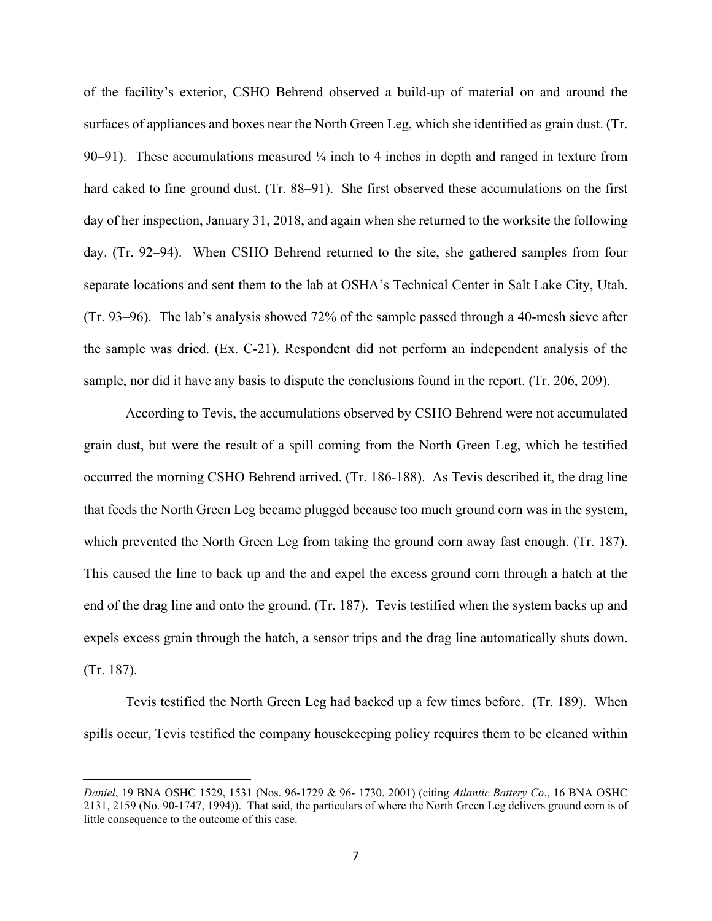of the facility's exterior, CSHO Behrend observed a build-up of material on and around the surfaces of appliances and boxes near the North Green Leg, which she identified as grain dust. (Tr. 90–91). These accumulations measured ¼ inch to 4 inches in depth and ranged in texture from hard caked to fine ground dust. (Tr. 88–91). She first observed these accumulations on the first day of her inspection, January 31, 2018, and again when she returned to the worksite the following day. (Tr. 92–94). When CSHO Behrend returned to the site, she gathered samples from four separate locations and sent them to the lab at OSHA's Technical Center in Salt Lake City, Utah. (Tr. 93–96). The lab's analysis showed 72% of the sample passed through a 40-mesh sieve after the sample was dried. (Ex. C-21). Respondent did not perform an independent analysis of the sample, nor did it have any basis to dispute the conclusions found in the report. (Tr. 206, 209).

According to Tevis, the accumulations observed by CSHO Behrend were not accumulated grain dust, but were the result of a spill coming from the North Green Leg, which he testified occurred the morning CSHO Behrend arrived. (Tr. 186-188). As Tevis described it, the drag line that feeds the North Green Leg became plugged because too much ground corn was in the system, which prevented the North Green Leg from taking the ground corn away fast enough. (Tr. 187). This caused the line to back up and the and expel the excess ground corn through a hatch at the end of the drag line and onto the ground. (Tr. 187). Tevis testified when the system backs up and expels excess grain through the hatch, a sensor trips and the drag line automatically shuts down. (Tr. 187).

Tevis testified the North Green Leg had backed up a few times before. (Tr. 189). When spills occur, Tevis testified the company housekeeping policy requires them to be cleaned within

---

*Daniel*, 19 BNA OSHC 1529, 1531 (Nos. 96-1729 & 96- 1730, 2001) (citing *Atlantic Battery Co*., 16 BNA OSHC 2131, 2159 (No. 90-1747, 1994)). That said, the particulars of where the North Green Leg delivers ground corn is of little consequence to the outcome of this case.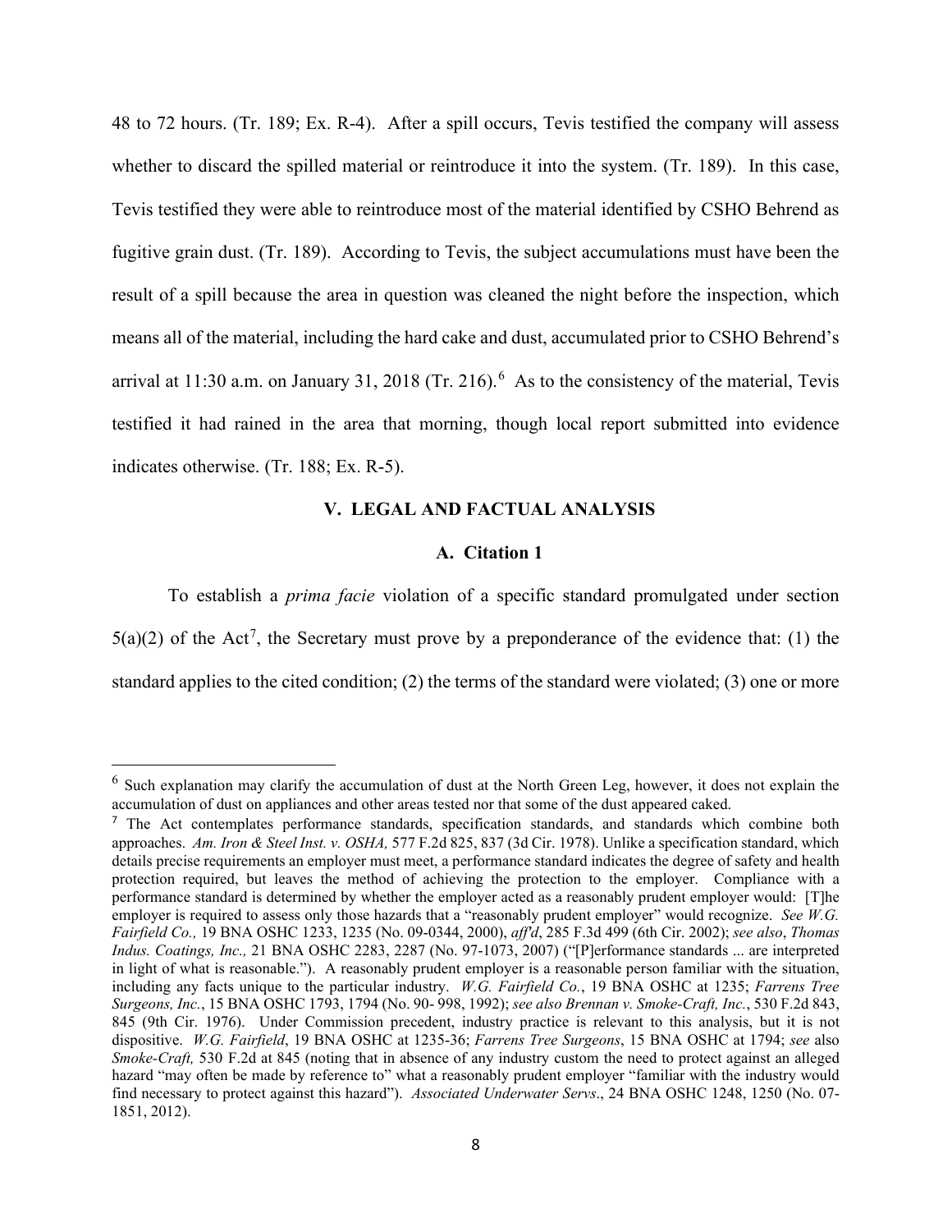48 to 72 hours. (Tr. 189; Ex. R-4). After a spill occurs, Tevis testified the company will assess whether to discard the spilled material or reintroduce it into the system. (Tr. 189). In this case, Tevis testified they were able to reintroduce most of the material identified by CSHO Behrend as fugitive grain dust. (Tr. 189). According to Tevis, the subject accumulations must have been the result of a spill because the area in question was cleaned the night before the inspection, which means all of the material, including the hard cake and dust, accumulated prior to CSHO Behrend's arrival at 11:30 a.m. on January 31, 2018 (Tr. 216).[6] As to the consistency of the material, Tevis testified it had rained in the area that morning, though local report submitted into evidence indicates otherwise. (Tr. 188; Ex. R-5).

## V. LEGAL AND FACTUAL ANALYSIS

### A. Citation 1

To establish a *prima facie* violation of a specific standard promulgated under section 5(a)(2) of the Act[7], the Secretary must prove by a preponderance of the evidence that: (1) the standard applies to the cited condition; (2) the terms of the standard were violated; (3) one or more

---

[6] Such explanation may clarify the accumulation of dust at the North Green Leg, however, it does not explain the accumulation of dust on appliances and other areas tested nor that some of the dust appeared caked.

[7] The Act contemplates performance standards, specification standards, and standards which combine both approaches. *Am. Iron & Steel Inst. v. OSHA,* 577 F.2d 825, 837 (3d Cir. 1978). Unlike a specification standard, which details precise requirements an employer must meet, a performance standard indicates the degree of safety and health protection required, but leaves the method of achieving the protection to the employer. Compliance with a performance standard is determined by whether the employer acted as a reasonably prudent employer would: [T]he employer is required to assess only those hazards that a "reasonably prudent employer" would recognize. *See W.G. Fairfield Co.,* 19 BNA OSHC 1233, 1235 (No. 09-0344, 2000), *aff'd*, 285 F.3d 499 (6th Cir. 2002); *see also*, *Thomas Indus. Coatings, Inc.,* 21 BNA OSHC 2283, 2287 (No. 97-1073, 2007) ("[P]erformance standards ... are interpreted in light of what is reasonable."). A reasonably prudent employer is a reasonable person familiar with the situation, including any facts unique to the particular industry. *W.G. Fairfield Co.*, 19 BNA OSHC at 1235; *Farrens Tree Surgeons, Inc.*, 15 BNA OSHC 1793, 1794 (No. 90- 998, 1992); *see also Brennan v. Smoke-Craft, Inc.*, 530 F.2d 843, 845 (9th Cir. 1976). Under Commission precedent, industry practice is relevant to this analysis, but it is not dispositive. *W.G. Fairfield*, 19 BNA OSHC at 1235-36; *Farrens Tree Surgeons*, 15 BNA OSHC at 1794; *see* also *Smoke-Craft,* 530 F.2d at 845 (noting that in absence of any industry custom the need to protect against an alleged hazard "may often be made by reference to" what a reasonably prudent employer "familiar with the industry would find necessary to protect against this hazard"). *Associated Underwater Servs*., 24 BNA OSHC 1248, 1250 (No. 07-1851, 2012).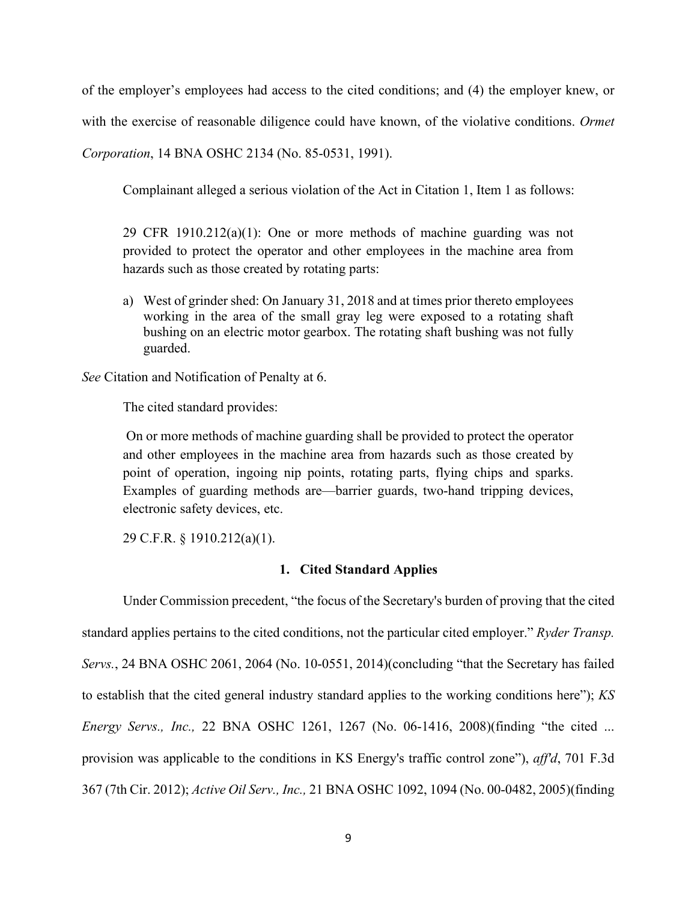of the employer's employees had access to the cited conditions; and (4) the employer knew, or with the exercise of reasonable diligence could have known, of the violative conditions. *Ormet Corporation*, 14 BNA OSHC 2134 (No. 85-0531, 1991).

Complainant alleged a serious violation of the Act in Citation 1, Item 1 as follows:

> 29 CFR 1910.212(a)(1): One or more methods of machine guarding was not provided to protect the operator and other employees in the machine area from hazards such as those created by rotating parts:
>
> a) West of grinder shed: On January 31, 2018 and at times prior thereto employees working in the area of the small gray leg were exposed to a rotating shaft bushing on an electric motor gearbox. The rotating shaft bushing was not fully guarded.

*See* Citation and Notification of Penalty at 6.

The cited standard provides:

> On or more methods of machine guarding shall be provided to protect the operator and other employees in the machine area from hazards such as those created by point of operation, ingoing nip points, rotating parts, flying chips and sparks. Examples of guarding methods are—barrier guards, two-hand tripping devices, electronic safety devices, etc.
>
> 29 C.F.R. § 1910.212(a)(1).

### 1. Cited Standard Applies

Under Commission precedent, "the focus of the Secretary's burden of proving that the cited standard applies pertains to the cited conditions, not the particular cited employer." *Ryder Transp. Servs.*, 24 BNA OSHC 2061, 2064 (No. 10-0551, 2014)(concluding "that the Secretary has failed to establish that the cited general industry standard applies to the working conditions here"); *KS Energy Servs., Inc.,* 22 BNA OSHC 1261, 1267 (No. 06-1416, 2008)(finding "the cited ... provision was applicable to the conditions in KS Energy's traffic control zone"), *aff'd*, 701 F.3d 367 (7th Cir. 2012); *Active Oil Serv., Inc.,* 21 BNA OSHC 1092, 1094 (No. 00-0482, 2005)(finding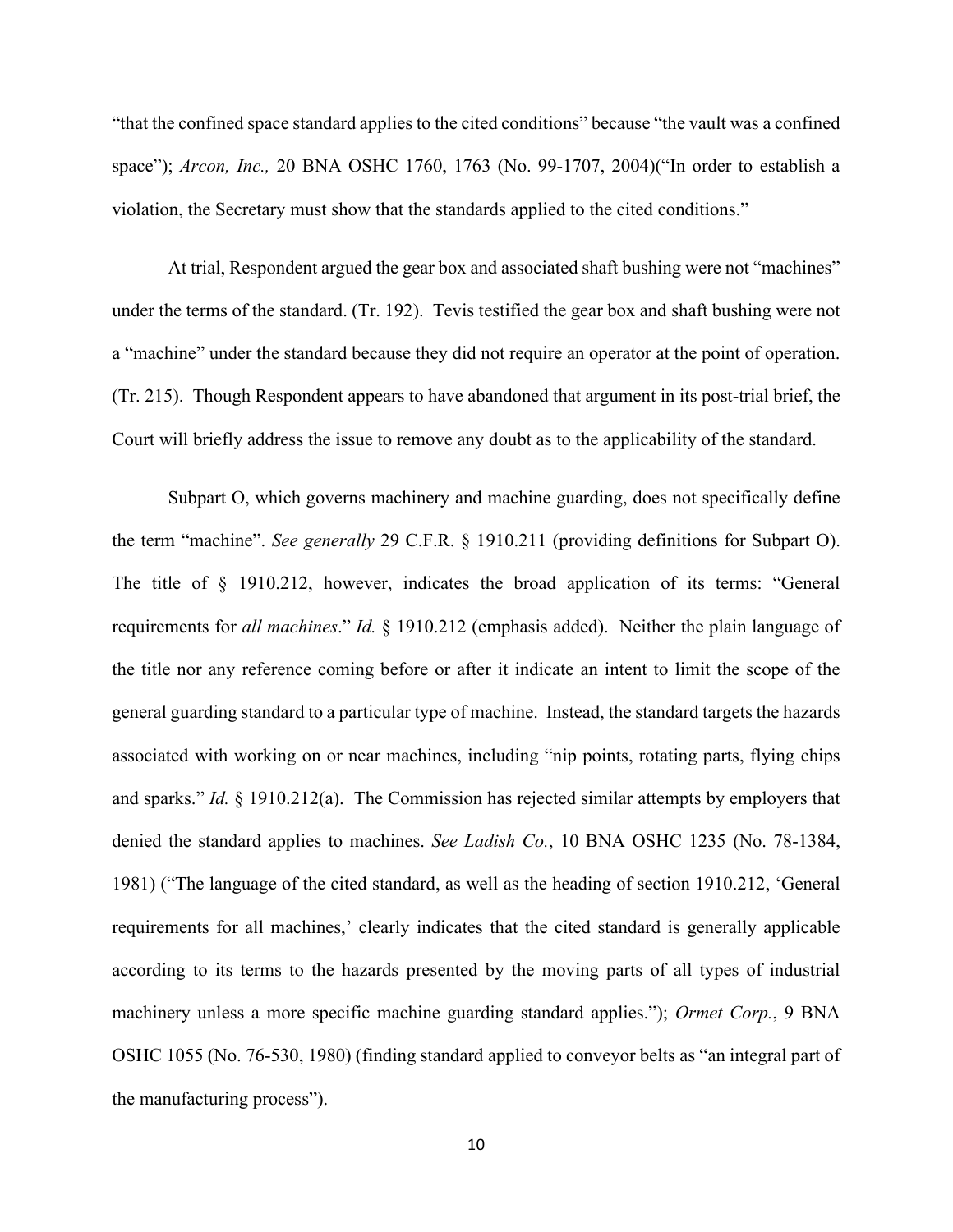"that the confined space standard applies to the cited conditions" because "the vault was a confined space"); *Arcon, Inc.,* 20 BNA OSHC 1760, 1763 (No. 99-1707, 2004)("In order to establish a violation, the Secretary must show that the standards applied to the cited conditions."

At trial, Respondent argued the gear box and associated shaft bushing were not "machines" under the terms of the standard. (Tr. 192). Tevis testified the gear box and shaft bushing were not a "machine" under the standard because they did not require an operator at the point of operation. (Tr. 215). Though Respondent appears to have abandoned that argument in its post-trial brief, the Court will briefly address the issue to remove any doubt as to the applicability of the standard.

Subpart O, which governs machinery and machine guarding, does not specifically define the term "machine". *See generally* 29 C.F.R. § 1910.211 (providing definitions for Subpart O). The title of § 1910.212, however, indicates the broad application of its terms: "General requirements for *all machines*." *Id.* § 1910.212 (emphasis added). Neither the plain language of the title nor any reference coming before or after it indicate an intent to limit the scope of the general guarding standard to a particular type of machine. Instead, the standard targets the hazards associated with working on or near machines, including "nip points, rotating parts, flying chips and sparks." *Id.* § 1910.212(a). The Commission has rejected similar attempts by employers that denied the standard applies to machines. *See Ladish Co.*, 10 BNA OSHC 1235 (No. 78-1384, 1981) ("The language of the cited standard, as well as the heading of section 1910.212, 'General requirements for all machines,' clearly indicates that the cited standard is generally applicable according to its terms to the hazards presented by the moving parts of all types of industrial machinery unless a more specific machine guarding standard applies."); *Ormet Corp.*, 9 BNA OSHC 1055 (No. 76-530, 1980) (finding standard applied to conveyor belts as "an integral part of the manufacturing process").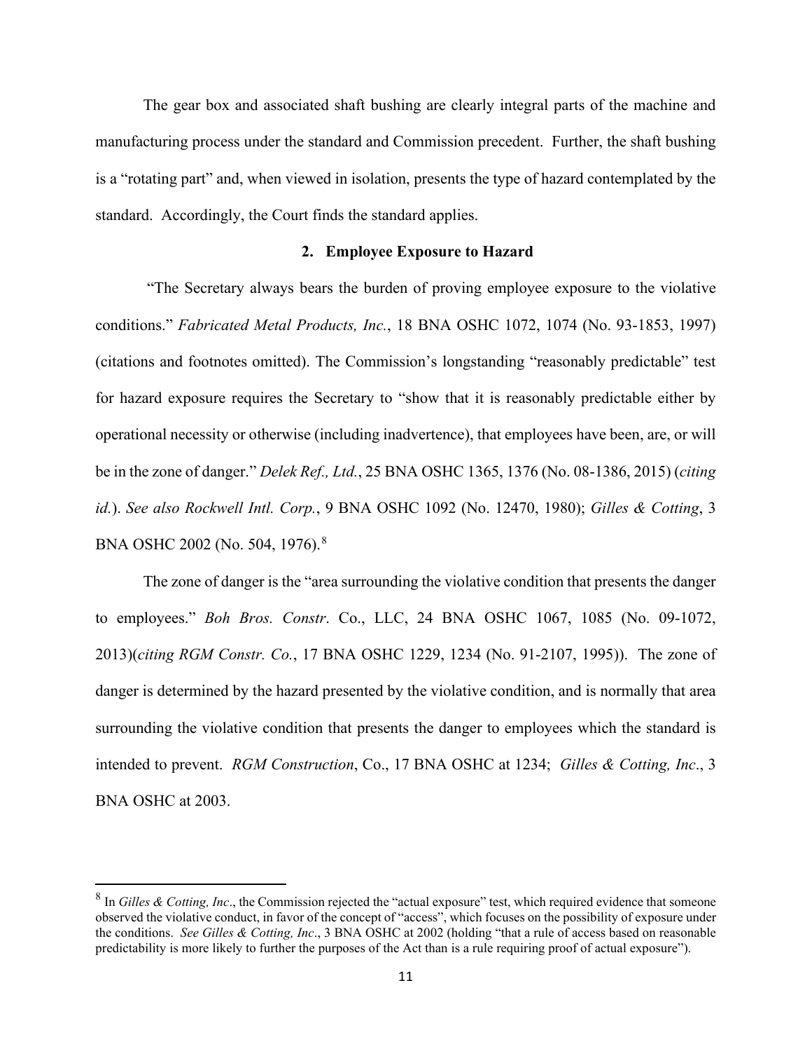The gear box and associated shaft bushing are clearly integral parts of the machine and manufacturing process under the standard and Commission precedent. Further, the shaft bushing is a "rotating part" and, when viewed in isolation, presents the type of hazard contemplated by the standard. Accordingly, the Court finds the standard applies.

### 2. Employee Exposure to Hazard

"The Secretary always bears the burden of proving employee exposure to the violative conditions." *Fabricated Metal Products, Inc.*, 18 BNA OSHC 1072, 1074 (No. 93-1853, 1997) (citations and footnotes omitted). The Commission's longstanding "reasonably predictable" test for hazard exposure requires the Secretary to "show that it is reasonably predictable either by operational necessity or otherwise (including inadvertence), that employees have been, are, or will be in the zone of danger." *Delek Ref., Ltd.*, 25 BNA OSHC 1365, 1376 (No. 08-1386, 2015) (*citing id.*). *See also Rockwell Intl. Corp.*, 9 BNA OSHC 1092 (No. 12470, 1980); *Gilles & Cotting*, 3 BNA OSHC 2002 (No. 504, 1976).[8]

The zone of danger is the "area surrounding the violative condition that presents the danger to employees." *Boh Bros. Constr*. Co., LLC, 24 BNA OSHC 1067, 1085 (No. 09-1072, 2013)(*citing RGM Constr. Co.*, 17 BNA OSHC 1229, 1234 (No. 91-2107, 1995)). The zone of danger is determined by the hazard presented by the violative condition, and is normally that area surrounding the violative condition that presents the danger to employees which the standard is intended to prevent. *RGM Construction*, Co., 17 BNA OSHC at 1234; *Gilles & Cotting, Inc*., 3 BNA OSHC at 2003.

---

[8] In *Gilles & Cotting, Inc*., the Commission rejected the "actual exposure" test, which required evidence that someone observed the violative conduct, in favor of the concept of "access", which focuses on the possibility of exposure under the conditions. *See Gilles & Cotting, Inc*., 3 BNA OSHC at 2002 (holding "that a rule of access based on reasonable predictability is more likely to further the purposes of the Act than is a rule requiring proof of actual exposure").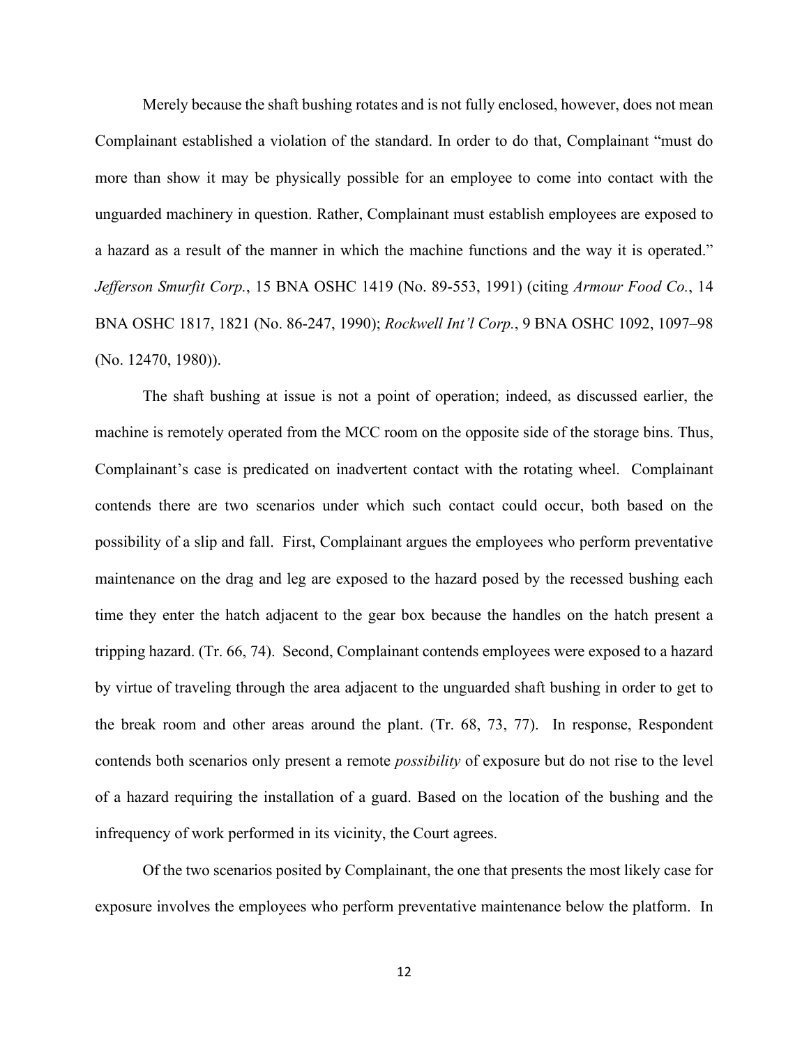Merely because the shaft bushing rotates and is not fully enclosed, however, does not mean Complainant established a violation of the standard. In order to do that, Complainant "must do more than show it may be physically possible for an employee to come into contact with the unguarded machinery in question. Rather, Complainant must establish employees are exposed to a hazard as a result of the manner in which the machine functions and the way it is operated." *Jefferson Smurfit Corp.*, 15 BNA OSHC 1419 (No. 89-553, 1991) (citing *Armour Food Co.*, 14 BNA OSHC 1817, 1821 (No. 86-247, 1990); *Rockwell Int'l Corp.*, 9 BNA OSHC 1092, 1097–98 (No. 12470, 1980)).

The shaft bushing at issue is not a point of operation; indeed, as discussed earlier, the machine is remotely operated from the MCC room on the opposite side of the storage bins. Thus, Complainant's case is predicated on inadvertent contact with the rotating wheel. Complainant contends there are two scenarios under which such contact could occur, both based on the possibility of a slip and fall. First, Complainant argues the employees who perform preventative maintenance on the drag and leg are exposed to the hazard posed by the recessed bushing each time they enter the hatch adjacent to the gear box because the handles on the hatch present a tripping hazard. (Tr. 66, 74). Second, Complainant contends employees were exposed to a hazard by virtue of traveling through the area adjacent to the unguarded shaft bushing in order to get to the break room and other areas around the plant. (Tr. 68, 73, 77). In response, Respondent contends both scenarios only present a remote *possibility* of exposure but do not rise to the level of a hazard requiring the installation of a guard. Based on the location of the bushing and the infrequency of work performed in its vicinity, the Court agrees.

Of the two scenarios posited by Complainant, the one that presents the most likely case for exposure involves the employees who perform preventative maintenance below the platform. In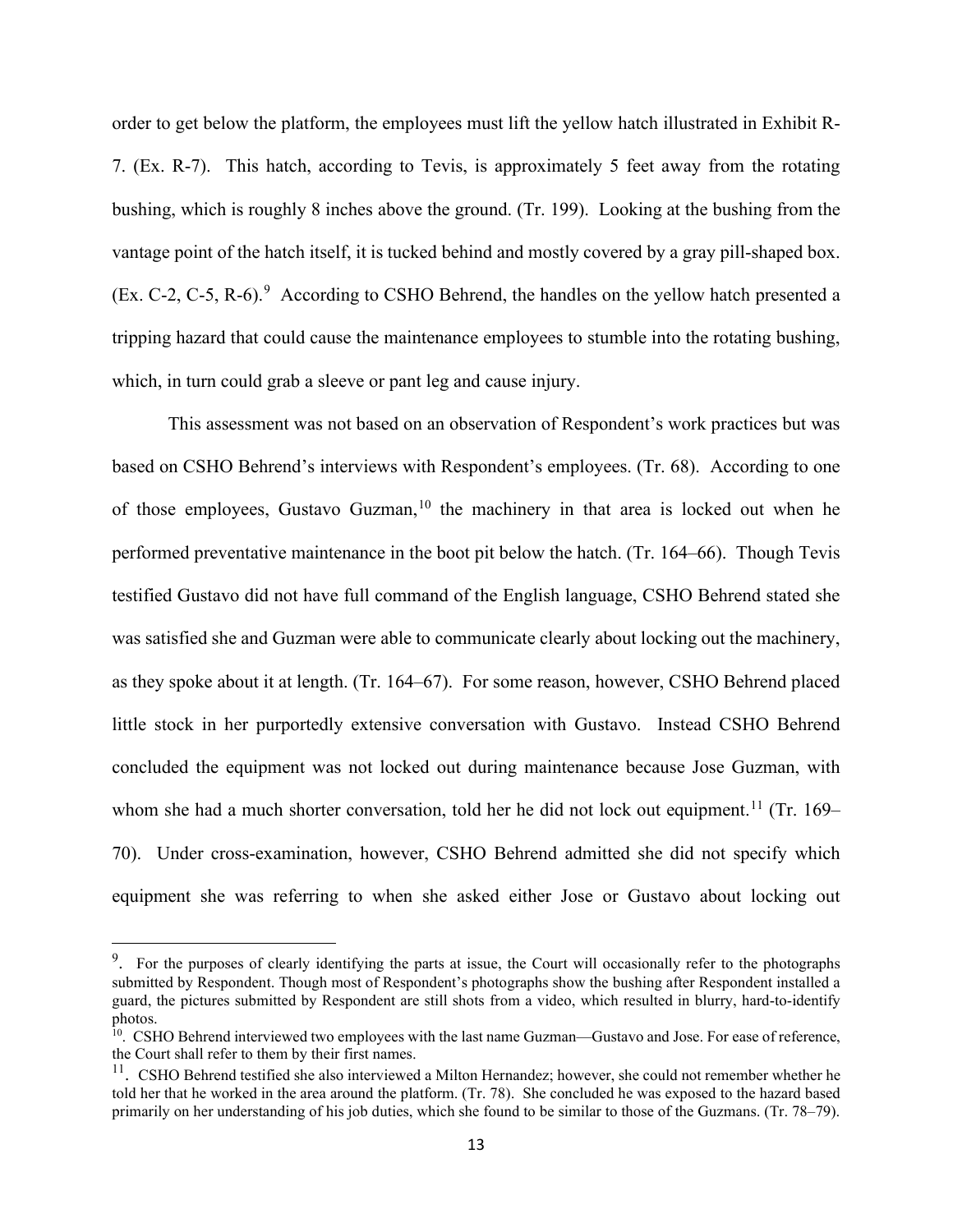order to get below the platform, the employees must lift the yellow hatch illustrated in Exhibit R-7. (Ex. R-7). This hatch, according to Tevis, is approximately 5 feet away from the rotating bushing, which is roughly 8 inches above the ground. (Tr. 199). Looking at the bushing from the vantage point of the hatch itself, it is tucked behind and mostly covered by a gray pill-shaped box. (Ex. C-2, C-5, R-6).[9] According to CSHO Behrend, the handles on the yellow hatch presented a tripping hazard that could cause the maintenance employees to stumble into the rotating bushing, which, in turn could grab a sleeve or pant leg and cause injury.

This assessment was not based on an observation of Respondent's work practices but was based on CSHO Behrend's interviews with Respondent's employees. (Tr. 68). According to one of those employees, Gustavo Guzman,[10] the machinery in that area is locked out when he performed preventative maintenance in the boot pit below the hatch. (Tr. 164–66). Though Tevis testified Gustavo did not have full command of the English language, CSHO Behrend stated she was satisfied she and Guzman were able to communicate clearly about locking out the machinery, as they spoke about it at length. (Tr. 164–67). For some reason, however, CSHO Behrend placed little stock in her purportedly extensive conversation with Gustavo. Instead CSHO Behrend concluded the equipment was not locked out during maintenance because Jose Guzman, with whom she had a much shorter conversation, told her he did not lock out equipment.[11] (Tr. 169–70). Under cross-examination, however, CSHO Behrend admitted she did not specify which equipment she was referring to when she asked either Jose or Gustavo about locking out

---

[9]. For the purposes of clearly identifying the parts at issue, the Court will occasionally refer to the photographs submitted by Respondent. Though most of Respondent's photographs show the bushing after Respondent installed a guard, the pictures submitted by Respondent are still shots from a video, which resulted in blurry, hard-to-identify photos.

[10]. CSHO Behrend interviewed two employees with the last name Guzman—Gustavo and Jose. For ease of reference, the Court shall refer to them by their first names.

[11]. CSHO Behrend testified she also interviewed a Milton Hernandez; however, she could not remember whether he told her that he worked in the area around the platform. (Tr. 78). She concluded he was exposed to the hazard based primarily on her understanding of his job duties, which she found to be similar to those of the Guzmans. (Tr. 78–79).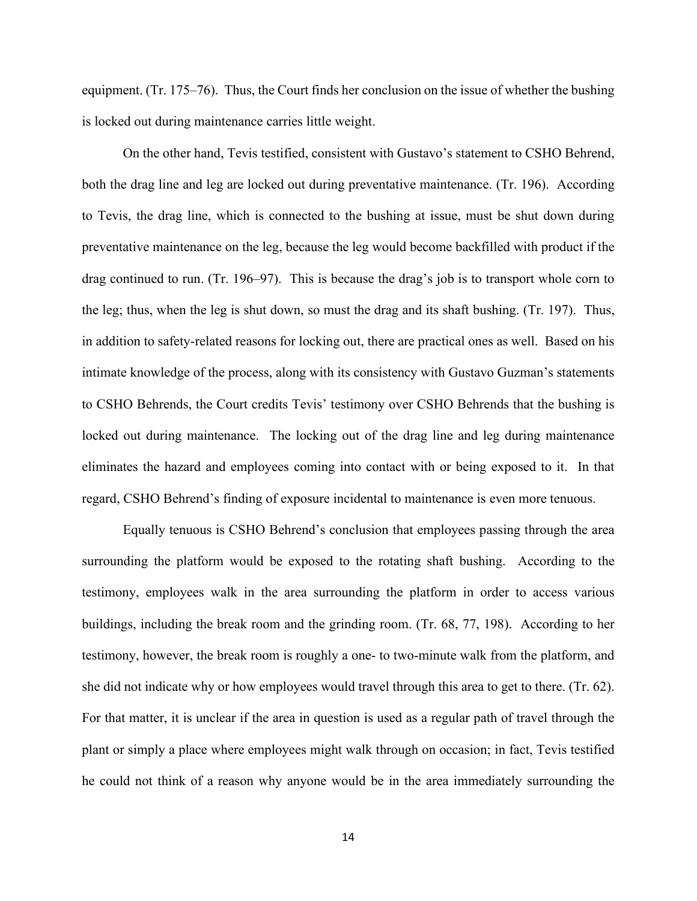equipment. (Tr. 175–76). Thus, the Court finds her conclusion on the issue of whether the bushing is locked out during maintenance carries little weight.

On the other hand, Tevis testified, consistent with Gustavo's statement to CSHO Behrend, both the drag line and leg are locked out during preventative maintenance. (Tr. 196). According to Tevis, the drag line, which is connected to the bushing at issue, must be shut down during preventative maintenance on the leg, because the leg would become backfilled with product if the drag continued to run. (Tr. 196–97). This is because the drag's job is to transport whole corn to the leg; thus, when the leg is shut down, so must the drag and its shaft bushing. (Tr. 197). Thus, in addition to safety-related reasons for locking out, there are practical ones as well. Based on his intimate knowledge of the process, along with its consistency with Gustavo Guzman's statements to CSHO Behrends, the Court credits Tevis' testimony over CSHO Behrends that the bushing is locked out during maintenance. The locking out of the drag line and leg during maintenance eliminates the hazard and employees coming into contact with or being exposed to it. In that regard, CSHO Behrend's finding of exposure incidental to maintenance is even more tenuous.

Equally tenuous is CSHO Behrend's conclusion that employees passing through the area surrounding the platform would be exposed to the rotating shaft bushing. According to the testimony, employees walk in the area surrounding the platform in order to access various buildings, including the break room and the grinding room. (Tr. 68, 77, 198). According to her testimony, however, the break room is roughly a one- to two-minute walk from the platform, and she did not indicate why or how employees would travel through this area to get to there. (Tr. 62). For that matter, it is unclear if the area in question is used as a regular path of travel through the plant or simply a place where employees might walk through on occasion; in fact, Tevis testified he could not think of a reason why anyone would be in the area immediately surrounding the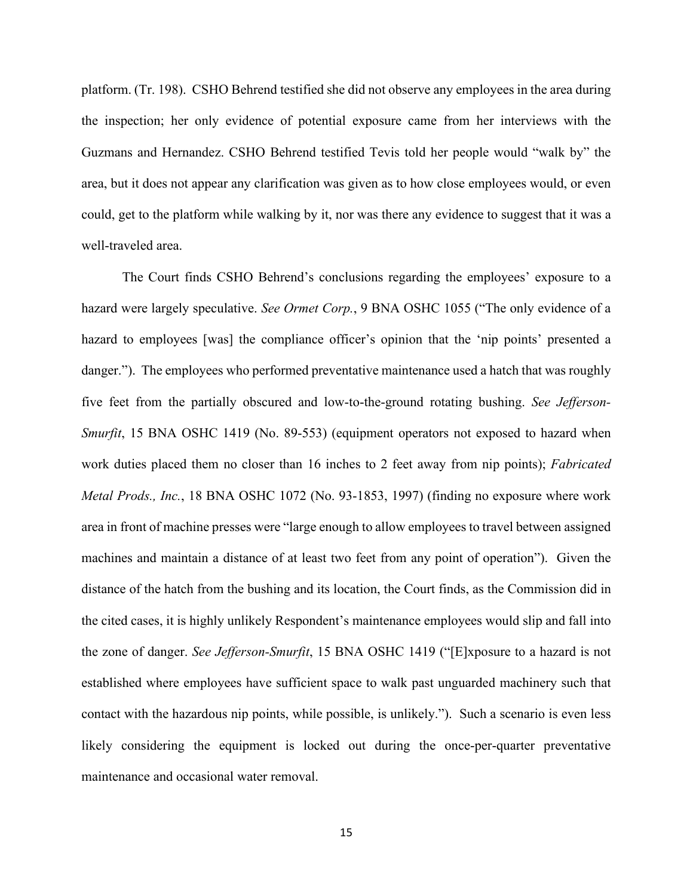platform. (Tr. 198). CSHO Behrend testified she did not observe any employees in the area during the inspection; her only evidence of potential exposure came from her interviews with the Guzmans and Hernandez. CSHO Behrend testified Tevis told her people would "walk by" the area, but it does not appear any clarification was given as to how close employees would, or even could, get to the platform while walking by it, nor was there any evidence to suggest that it was a well-traveled area.

The Court finds CSHO Behrend's conclusions regarding the employees' exposure to a hazard were largely speculative. *See Ormet Corp.*, 9 BNA OSHC 1055 ("The only evidence of a hazard to employees [was] the compliance officer's opinion that the 'nip points' presented a danger."). The employees who performed preventative maintenance used a hatch that was roughly five feet from the partially obscured and low-to-the-ground rotating bushing. *See Jefferson-Smurfit*, 15 BNA OSHC 1419 (No. 89-553) (equipment operators not exposed to hazard when work duties placed them no closer than 16 inches to 2 feet away from nip points); *Fabricated Metal Prods., Inc.*, 18 BNA OSHC 1072 (No. 93-1853, 1997) (finding no exposure where work area in front of machine presses were "large enough to allow employees to travel between assigned machines and maintain a distance of at least two feet from any point of operation"). Given the distance of the hatch from the bushing and its location, the Court finds, as the Commission did in the cited cases, it is highly unlikely Respondent's maintenance employees would slip and fall into the zone of danger. *See Jefferson-Smurfit*, 15 BNA OSHC 1419 ("[E]xposure to a hazard is not established where employees have sufficient space to walk past unguarded machinery such that contact with the hazardous nip points, while possible, is unlikely."). Such a scenario is even less likely considering the equipment is locked out during the once-per-quarter preventative maintenance and occasional water removal.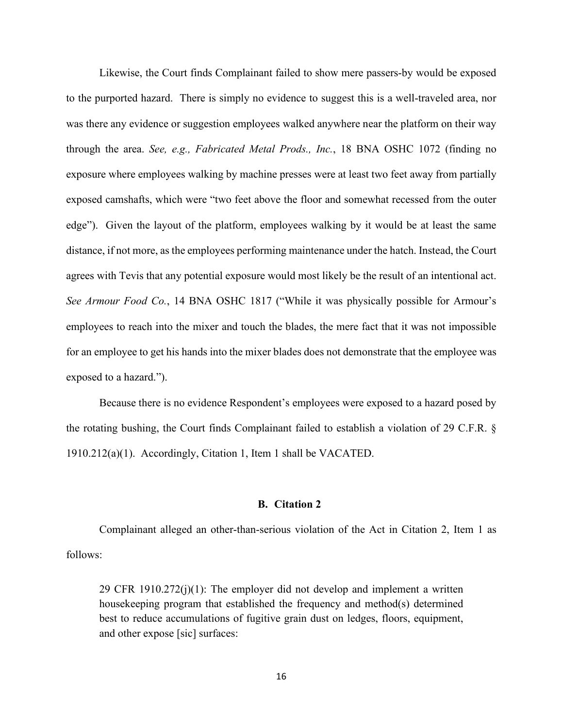Likewise, the Court finds Complainant failed to show mere passers-by would be exposed to the purported hazard. There is simply no evidence to suggest this is a well-traveled area, nor was there any evidence or suggestion employees walked anywhere near the platform on their way through the area. *See, e.g., Fabricated Metal Prods., Inc.*, 18 BNA OSHC 1072 (finding no exposure where employees walking by machine presses were at least two feet away from partially exposed camshafts, which were "two feet above the floor and somewhat recessed from the outer edge"). Given the layout of the platform, employees walking by it would be at least the same distance, if not more, as the employees performing maintenance under the hatch. Instead, the Court agrees with Tevis that any potential exposure would most likely be the result of an intentional act. *See Armour Food Co.*, 14 BNA OSHC 1817 ("While it was physically possible for Armour's employees to reach into the mixer and touch the blades, the mere fact that it was not impossible for an employee to get his hands into the mixer blades does not demonstrate that the employee was exposed to a hazard.").

Because there is no evidence Respondent's employees were exposed to a hazard posed by the rotating bushing, the Court finds Complainant failed to establish a violation of 29 C.F.R. § 1910.212(a)(1). Accordingly, Citation 1, Item 1 shall be VACATED.

## B. Citation 2

Complainant alleged an other-than-serious violation of the Act in Citation 2, Item 1 as follows:

> 29 CFR 1910.272(j)(1): The employer did not develop and implement a written housekeeping program that established the frequency and method(s) determined best to reduce accumulations of fugitive grain dust on ledges, floors, equipment, and other expose [sic] surfaces: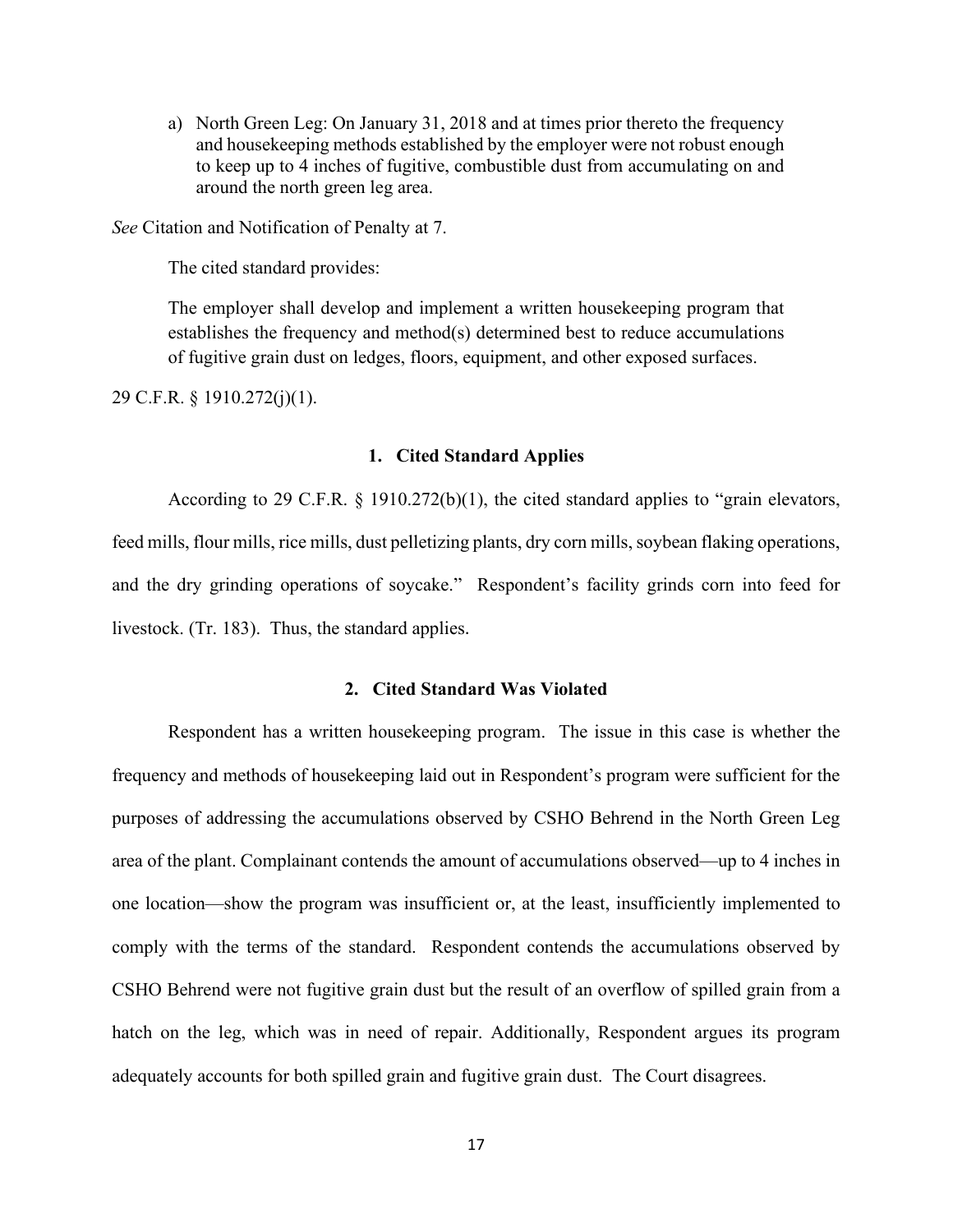a) North Green Leg: On January 31, 2018 and at times prior thereto the frequency and housekeeping methods established by the employer were not robust enough to keep up to 4 inches of fugitive, combustible dust from accumulating on and around the north green leg area.

*See* Citation and Notification of Penalty at 7.

The cited standard provides:

> The employer shall develop and implement a written housekeeping program that establishes the frequency and method(s) determined best to reduce accumulations of fugitive grain dust on ledges, floors, equipment, and other exposed surfaces.

29 C.F.R. § 1910.272(j)(1).

### 1. Cited Standard Applies

According to 29 C.F.R. § 1910.272(b)(1), the cited standard applies to "grain elevators, feed mills, flour mills, rice mills, dust pelletizing plants, dry corn mills, soybean flaking operations, and the dry grinding operations of soycake." Respondent's facility grinds corn into feed for livestock. (Tr. 183). Thus, the standard applies.

### 2. Cited Standard Was Violated

Respondent has a written housekeeping program. The issue in this case is whether the frequency and methods of housekeeping laid out in Respondent's program were sufficient for the purposes of addressing the accumulations observed by CSHO Behrend in the North Green Leg area of the plant. Complainant contends the amount of accumulations observed—up to 4 inches in one location—show the program was insufficient or, at the least, insufficiently implemented to comply with the terms of the standard. Respondent contends the accumulations observed by CSHO Behrend were not fugitive grain dust but the result of an overflow of spilled grain from a hatch on the leg, which was in need of repair. Additionally, Respondent argues its program adequately accounts for both spilled grain and fugitive grain dust. The Court disagrees.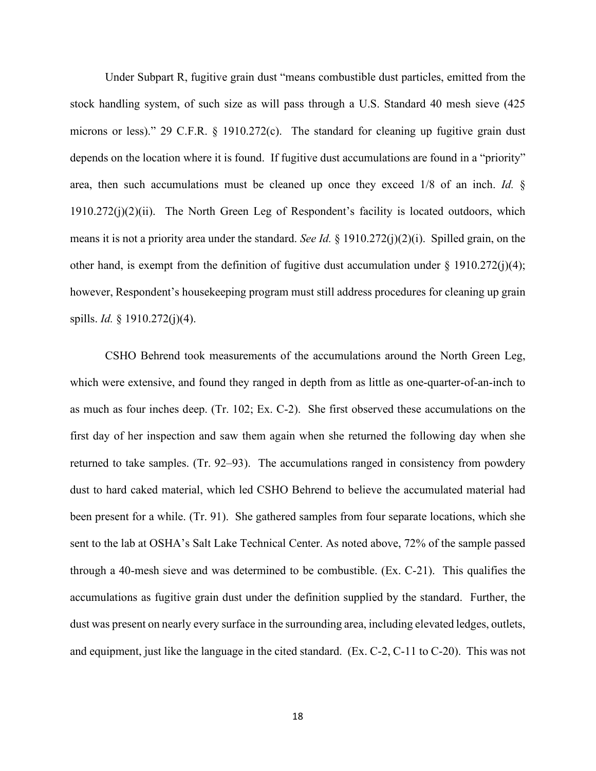Under Subpart R, fugitive grain dust "means combustible dust particles, emitted from the stock handling system, of such size as will pass through a U.S. Standard 40 mesh sieve (425 microns or less)." 29 C.F.R. § 1910.272(c). The standard for cleaning up fugitive grain dust depends on the location where it is found. If fugitive dust accumulations are found in a "priority" area, then such accumulations must be cleaned up once they exceed 1/8 of an inch. *Id.* § 1910.272(j)(2)(ii). The North Green Leg of Respondent's facility is located outdoors, which means it is not a priority area under the standard. *See Id.* § 1910.272(j)(2)(i). Spilled grain, on the other hand, is exempt from the definition of fugitive dust accumulation under § 1910.272(j)(4); however, Respondent's housekeeping program must still address procedures for cleaning up grain spills. *Id.* § 1910.272(j)(4).

CSHO Behrend took measurements of the accumulations around the North Green Leg, which were extensive, and found they ranged in depth from as little as one-quarter-of-an-inch to as much as four inches deep. (Tr. 102; Ex. C-2). She first observed these accumulations on the first day of her inspection and saw them again when she returned the following day when she returned to take samples. (Tr. 92–93). The accumulations ranged in consistency from powdery dust to hard caked material, which led CSHO Behrend to believe the accumulated material had been present for a while. (Tr. 91). She gathered samples from four separate locations, which she sent to the lab at OSHA's Salt Lake Technical Center. As noted above, 72% of the sample passed through a 40-mesh sieve and was determined to be combustible. (Ex. C-21). This qualifies the accumulations as fugitive grain dust under the definition supplied by the standard. Further, the dust was present on nearly every surface in the surrounding area, including elevated ledges, outlets, and equipment, just like the language in the cited standard. (Ex. C-2, C-11 to C-20). This was not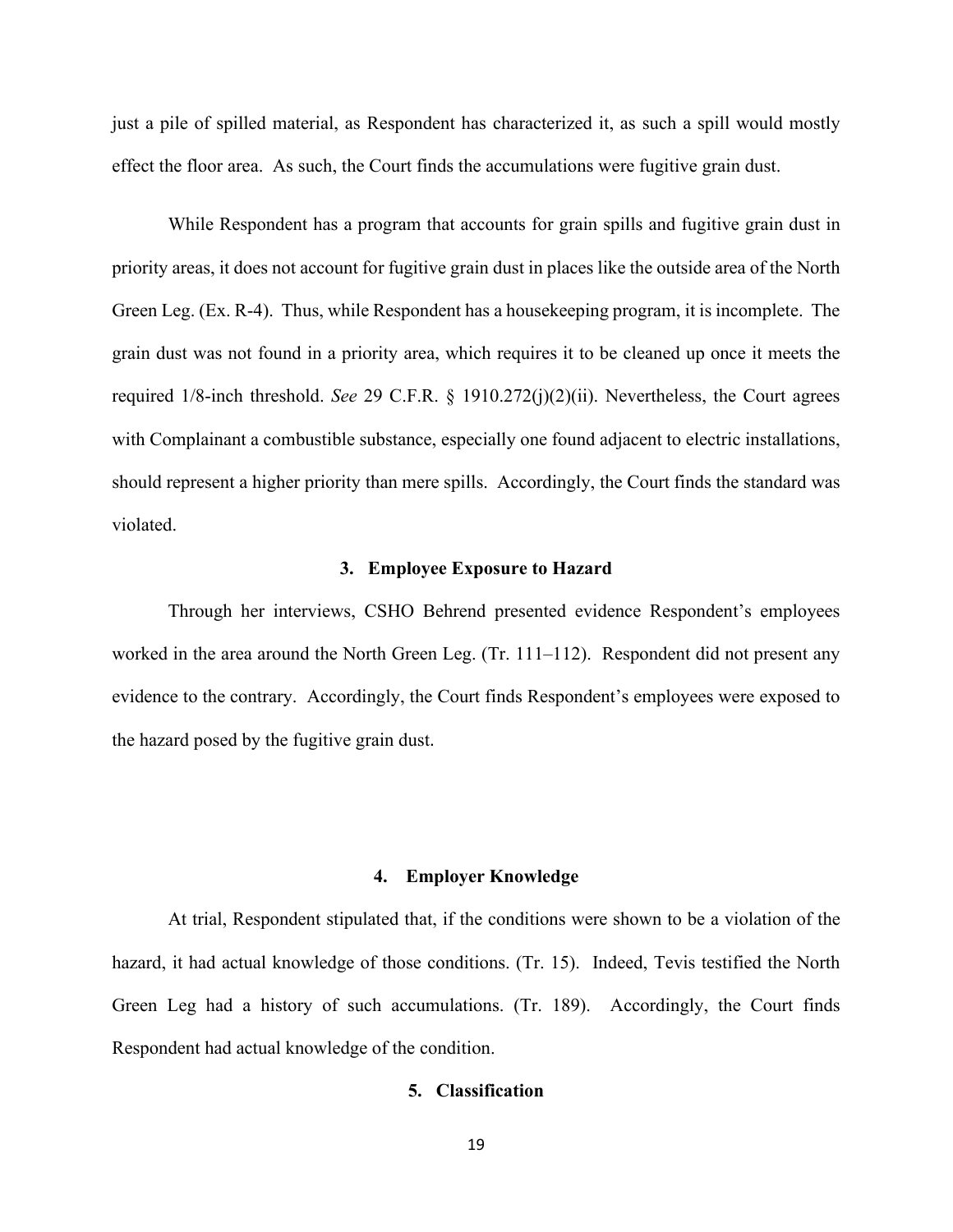just a pile of spilled material, as Respondent has characterized it, as such a spill would mostly effect the floor area. As such, the Court finds the accumulations were fugitive grain dust.

While Respondent has a program that accounts for grain spills and fugitive grain dust in priority areas, it does not account for fugitive grain dust in places like the outside area of the North Green Leg. (Ex. R-4). Thus, while Respondent has a housekeeping program, it is incomplete. The grain dust was not found in a priority area, which requires it to be cleaned up once it meets the required 1/8-inch threshold. *See* 29 C.F.R. § 1910.272(j)(2)(ii). Nevertheless, the Court agrees with Complainant a combustible substance, especially one found adjacent to electric installations, should represent a higher priority than mere spills. Accordingly, the Court finds the standard was violated.

### 3. Employee Exposure to Hazard

Through her interviews, CSHO Behrend presented evidence Respondent's employees worked in the area around the North Green Leg. (Tr. 111–112). Respondent did not present any evidence to the contrary. Accordingly, the Court finds Respondent's employees were exposed to the hazard posed by the fugitive grain dust.

### 4. Employer Knowledge

At trial, Respondent stipulated that, if the conditions were shown to be a violation of the hazard, it had actual knowledge of those conditions. (Tr. 15). Indeed, Tevis testified the North Green Leg had a history of such accumulations. (Tr. 189). Accordingly, the Court finds Respondent had actual knowledge of the condition.

### 5. Classification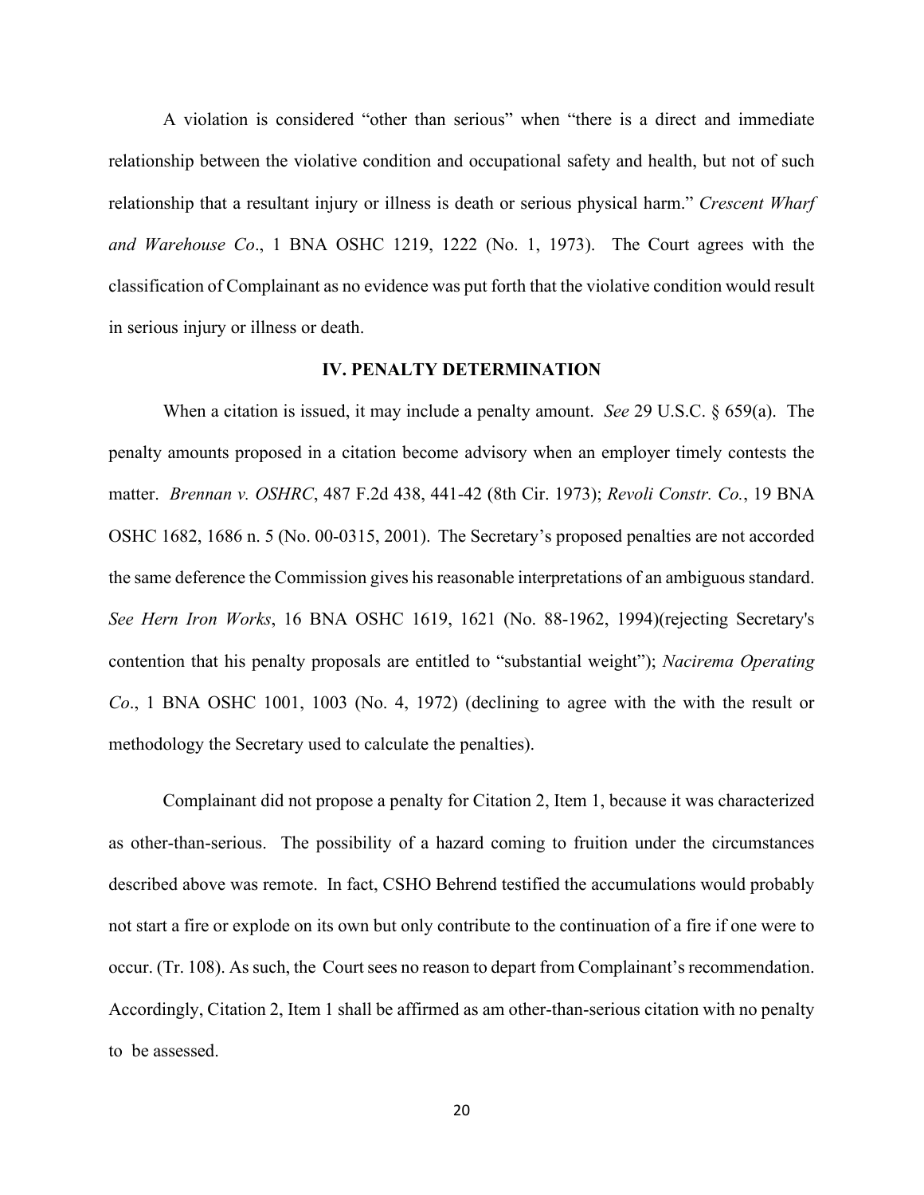A violation is considered "other than serious" when "there is a direct and immediate relationship between the violative condition and occupational safety and health, but not of such relationship that a resultant injury or illness is death or serious physical harm." *Crescent Wharf and Warehouse Co*., 1 BNA OSHC 1219, 1222 (No. 1, 1973). The Court agrees with the classification of Complainant as no evidence was put forth that the violative condition would result in serious injury or illness or death.

## IV. PENALTY DETERMINATION

When a citation is issued, it may include a penalty amount. *See* 29 U.S.C. § 659(a). The penalty amounts proposed in a citation become advisory when an employer timely contests the matter. *Brennan v. OSHRC*, 487 F.2d 438, 441-42 (8th Cir. 1973); *Revoli Constr. Co.*, 19 BNA OSHC 1682, 1686 n. 5 (No. 00-0315, 2001). The Secretary's proposed penalties are not accorded the same deference the Commission gives his reasonable interpretations of an ambiguous standard. *See Hern Iron Works*, 16 BNA OSHC 1619, 1621 (No. 88-1962, 1994)(rejecting Secretary's contention that his penalty proposals are entitled to "substantial weight"); *Nacirema Operating Co*., 1 BNA OSHC 1001, 1003 (No. 4, 1972) (declining to agree with the with the result or methodology the Secretary used to calculate the penalties).

Complainant did not propose a penalty for Citation 2, Item 1, because it was characterized as other-than-serious. The possibility of a hazard coming to fruition under the circumstances described above was remote. In fact, CSHO Behrend testified the accumulations would probably not start a fire or explode on its own but only contribute to the continuation of a fire if one were to occur. (Tr. 108). As such, the Court sees no reason to depart from Complainant's recommendation. Accordingly, Citation 2, Item 1 shall be affirmed as am other-than-serious citation with no penalty to be assessed.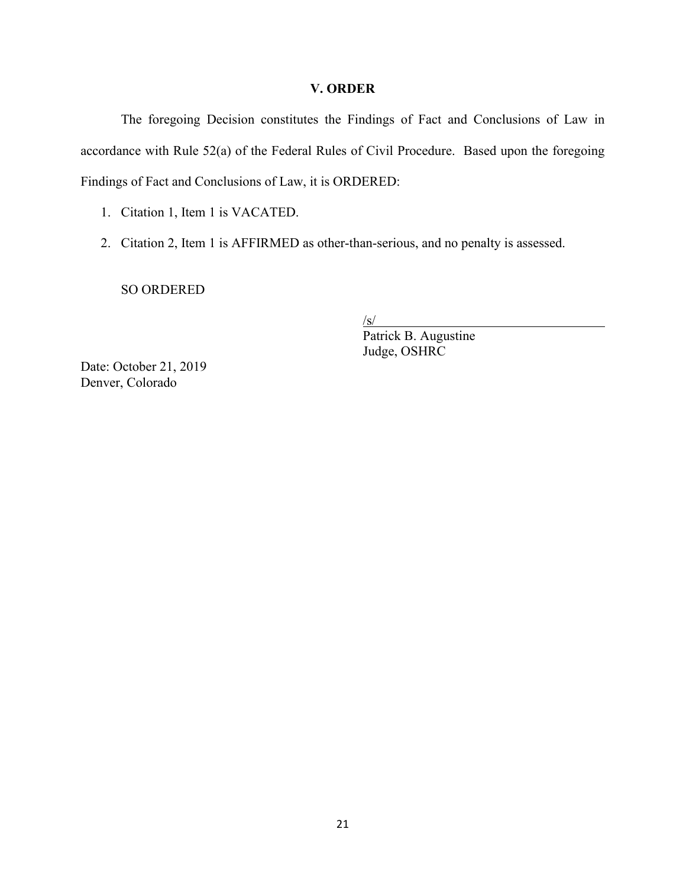## V. ORDER

The foregoing Decision constitutes the Findings of Fact and Conclusions of Law in accordance with Rule 52(a) of the Federal Rules of Civil Procedure. Based upon the foregoing Findings of Fact and Conclusions of Law, it is ORDERED:

1. Citation 1, Item 1 is VACATED.
2. Citation 2, Item 1 is AFFIRMED as other-than-serious, and no penalty is assessed.

SO ORDERED

/s/
Patrick B. Augustine
Judge, OSHRC

Date: October 21, 2019
Denver, Colorado